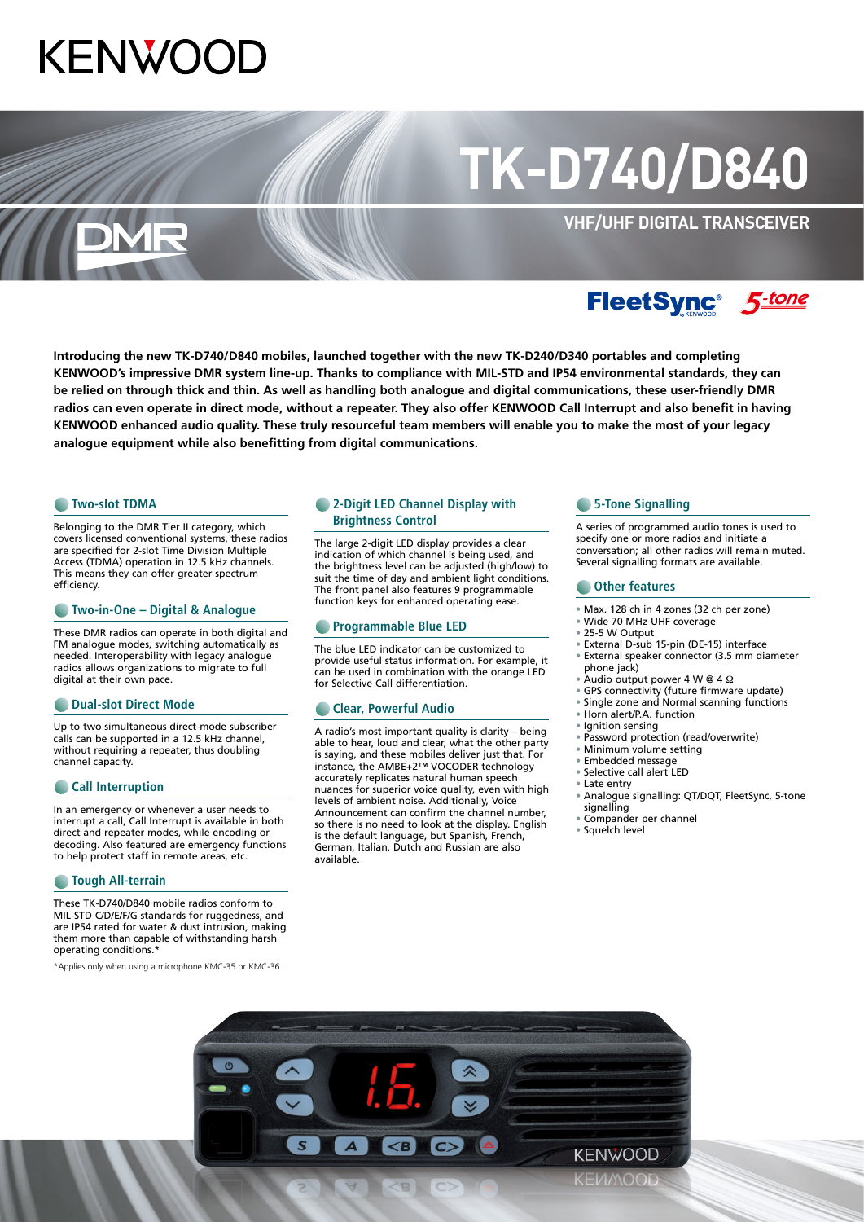# KENWOOD

# TK-D740/D840

## VHF/UHF DIGITAL TRANSCEIVER

DMR

FleetSync® 5-tone

**Introducing the new TK-D740/D840 mobiles, launched together with the new TK-D240/D340 portables and completing KENWOOD's impressive DMR system line-up. Thanks to compliance with MIL-STD and IP54 environmental standards, they can be relied on through thick and thin. As well as handling both analogue and digital communications, these user-friendly DMR radios can even operate in direct mode, without a repeater. They also offer KENWOOD Call Interrupt and also benefit in having KENWOOD enhanced audio quality. These truly resourceful team members will enable you to make the most of your legacy analogue equipment while also benefitting from digital communications.**

### Two-slot TDMA

Belonging to the DMR Tier II category, which covers licensed conventional systems, these radios are specified for 2-slot Time Division Multiple Access (TDMA) operation in 12.5 kHz channels. This means they can offer greater spectrum efficiency.

### Two-in-One – Digital & Analogue

These DMR radios can operate in both digital and FM analogue modes, switching automatically as needed. Interoperability with legacy analogue radios allows organizations to migrate to full digital at their own pace.

### Dual-slot Direct Mode

Up to two simultaneous direct-mode subscriber calls can be supported in a 12.5 kHz channel, without requiring a repeater, thus doubling channel capacity.

### Call Interruption

In an emergency or whenever a user needs to interrupt a call, Call Interrupt is available in both direct and repeater modes, while encoding or decoding. Also featured are emergency functions to help protect staff in remote areas, etc.

### Tough All-terrain

These TK-D740/D840 mobile radios conform to MIL-STD C/D/E/F/G standards for ruggedness, and are IP54 rated for water & dust intrusion, making them more than capable of withstanding harsh operating conditions.*

*Applies only when using a microphone KMC-35 or KMC-36.

### 2-Digit LED Channel Display with Brightness Control

The large 2-digit LED display provides a clear indication of which channel is being used, and the brightness level can be adjusted (high/low) to suit the time of day and ambient light conditions. The front panel also features 9 programmable function keys for enhanced operating ease.

### Programmable Blue LED

The blue LED indicator can be customized to provide useful status information. For example, it can be used in combination with the orange LED for Selective Call differentiation.

### Clear, Powerful Audio

A radio's most important quality is clarity – being able to hear, loud and clear, what the other party is saying, and these mobiles deliver just that. For instance, the AMBE+2™ VOCODER technology accurately replicates natural human speech nuances for superior voice quality, even with high levels of ambient noise. Additionally, Voice Announcement can confirm the channel number, so there is no need to look at the display. English is the default language, but Spanish, French, German, Italian, Dutch and Russian are also available.

### 5-Tone Signalling

A series of programmed audio tones is used to specify one or more radios and initiate a conversation; all other radios will remain muted. Several signalling formats are available.

### Other features

- Max. 128 ch in 4 zones (32 ch per zone)
- Wide 70 MHz UHF coverage
- 25-5 W Output
- External D-sub 15-pin (DE-15) interface
- External speaker connector (3.5 mm diameter phone jack)
- Audio output power 4 W @ 4 Ω
- GPS connectivity (future firmware update)
- Single zone and Normal scanning functions
- Horn alert/P.A. function
- Ignition sensing
- Password protection (read/overwrite)
- Minimum volume setting
- Embedded message
- Selective call alert LED
- Late entry
- Analogue signalling: QT/DQT, FleetSync, 5-tone signalling
- Compander per channel
- Squelch level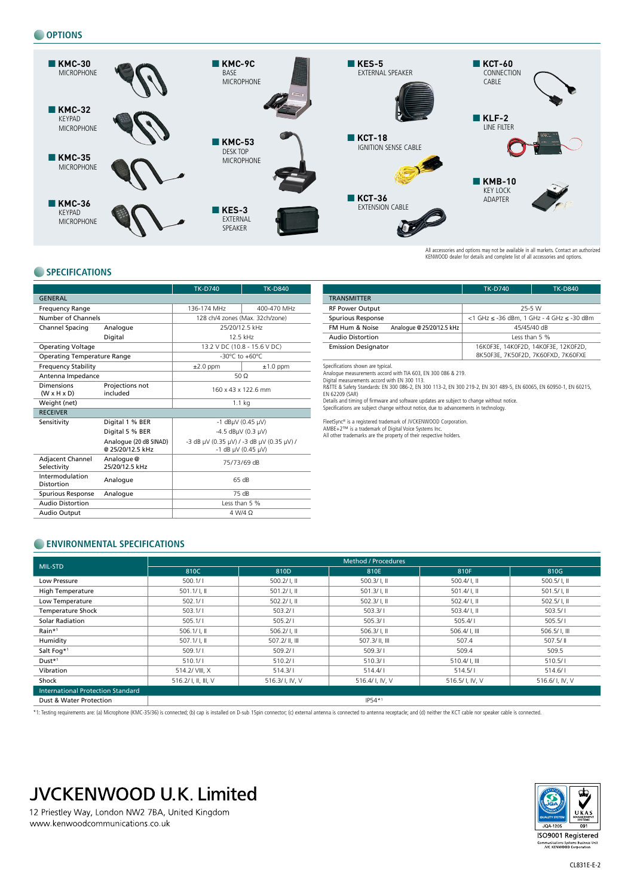## OPTIONS

- **KMC-30** MICROPHONE
- **KMC-32** KEYPAD MICROPHONE
- **KMC-35** MICROPHONE
- **KMC-36** KEYPAD MICROPHONE
- **KMC-9C** BASE MICROPHONE
- **KMC-53** DESK TOP MICROPHONE
- **KES-3** EXTERNAL SPEAKER
- **KES-5** EXTERNAL SPEAKER
- **KCT-18** IGNITION SENSE CABLE
- **KCT-36** EXTENSION CABLE
- **KCT-60** CONNECTION CABLE
- **KLF-2** LINE FILTER
- **KMB-10** KEY LOCK ADAPTER

All accessories and options may not be available in all markets. Contact an authorized KENWOOD dealer for details and complete list of all accessories and options.

## SPECIFICATIONS

| | | TK-D740 | TK-D840 |
|---|---|---|---|
| **GENERAL** | | | |
| Frequency Range | | 136-174 MHz | 400-470 MHz |
| Number of Channels | | 128 ch/4 zones (Max. 32ch/zone) | |
| Channel Spacing | Analogue | 25/20/12.5 kHz | |
| | Digital | 12.5 kHz | |
| Operating Voltage | | 13.2 V DC (10.8 - 15.6 V DC) | |
| Operating Temperature Range | | -30°C to +60°C | |
| Frequency Stability | | ±2.0 ppm | ±1.0 ppm |
| Antenna Impedance | | 50 Ω | |
| Dimensions (W x H x D) | Projections not included | 160 x 43 x 122.6 mm | |
| Weight (net) | | 1.1 kg | |
| **RECEIVER** | | | |
| Sensitivity | Digital 1 % BER | -1 dBμV (0.45 μV) | |
| | Digital 5 % BER | -4.5 dBμV (0.3 μV) | |
| | Analogue (20 dB SINAD) @ 25/20/12.5 kHz | -3 dB μV (0.35 μV) / -3 dB μV (0.35 μV) / -1 dB μV (0.45 μV) | |
| Adjacent Channel Selectivity | Analogue @ 25/20/12.5 kHz | 75/73/69 dB | |
| Intermodulation Distortion | Analogue | 65 dB | |
| Spurious Response | Analogue | 75 dB | |
| Audio Distortion | | Less than 5 % | |
| Audio Output | | 4 W/4 Ω | |

| | | TK-D740 | TK-D840 |
|---|---|---|---|
| **TRANSMITTER** | | | |
| RF Power Output | | 25-5 W | |
| Spurious Response | | <1 GHz ≤ -36 dBm, 1 GHz - 4 GHz ≤ -30 dBm | |
| FM Hum & Noise | Analogue @ 25/20/12.5 kHz | 45/45/40 dB | |
| Audio Distortion | | Less than 5 % | |
| Emission Designator | | 16K0F3E, 14K0F2D, 14K0F3E, 12K0F2D, 8K50F3E, 7K50F2D, 7K60FXD, 7K60FXE | |

Specifications shown are typical.
Analogue measurements accord with TIA 603, EN 300 086 & 219.
Digital measurements accord with EN 300 113.
R&TTE & Safety Standards: EN 300 086-2, EN 300 113-2, EN 300 219-2, EN 301 489-5, EN 60065, EN 60950-1, EN 60215, EN 62209 (SAR)
Details and timing of firmware and software updates are subject to change without notice.
Specifications are subject change without notice, due to advancements in technology.

FleetSync® is a registered trademark of JVCKENWOOD Corporation.
AMBE+2™ is a trademark of Digital Voice Systems Inc.
All other trademarks are the property of their respective holders.

## ENVIRONMENTAL SPECIFICATIONS

| MIL-STD | Method / Procedures | | | | |
|---|---|---|---|---|---|
| | 810C | 810D | 810E | 810F | 810G |
| Low Pressure | 500.1/ I | 500.2/ I, II | 500.3/ I, II | 500.4/ I, II | 500.5/ I, II |
| High Temperature | 501.1/ I, II | 501.2/ I, II | 501.3/ I, II | 501.4/ I, II | 501.5/ I, II |
| Low Temperature | 502.1/ I | 502.2/ I, II | 502.3/ I, II | 502.4/ I, II | 502.5/ I, II |
| Temperature Shock | 503.1/ I | 503.2/ I | 503.3/ I | 503.4/ I, II | 503.5/ I |
| Solar Radiation | 505.1/ I | 505.2/ I | 505.3/ I | 505.4/ I | 505.5/ I |
| Rain*1 | 506.1/ I, II | 506.2/ I, II | 506.3/ I, II | 506.4/ I, III | 506.5/ I, III |
| Humidity | 507.1/ I, II | 507.2/ II, III | 507.3/ II, III | 507.4 | 507.5/ II |
| Salt Fog*1 | 509.1/ I | 509.2/ I | 509.3/ I | 509.4 | 509.5 |
| Dust*1 | 510.1/ I | 510.2/ I | 510.3/ I | 510.4/ I, III | 510.5/ I |
| Vibration | 514.2/ VIII, X | 514.3/ I | 514.4/ I | 514.5/ I | 514.6/ I |
| Shock | 516.2/ I, II, III, V | 516.3/ I, IV, V | 516.4/ I, IV, V | 516.5/ I, IV, V | 516.6/ I, IV, V |
| **International Protection Standard** | | | | | |
| Dust & Water Protection | IP54*1 | | | | |

*1: Testing requirements are: (a) Microphone (KMC-35/36) is connected; (b) cap is installed on D-sub 15pin connector; (c) external antenna is connected to antenna receptacle; and (d) neither the KCT cable nor speaker cable is connected.

# JVCKENWOOD U.K. Limited

12 Priestley Way, London NW2 7BA, United Kingdom
www.kenwoodcommunications.co.uk

JQA-1205 091
ISO9001 Registered
Communications Systems Business Unit
JVC KENWOOD Corporation

CL831E-E-2